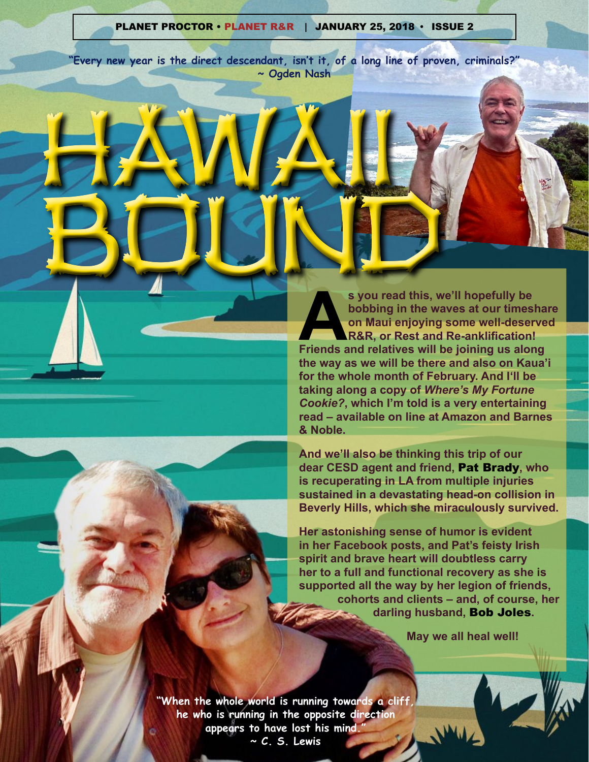PLANET PROCTOR • PLANET R&R | JANUARY 25, 2018 • ISSUE 2

"Every new year is the direct descendant, isn't it, of a long line of proven, criminals?"
~ Ogden Nash

# HAWAII BOUND

**As you read this, we'll hopefully be bobbing in the waves at our timeshare on Maui enjoying some well-deserved R&R, or Rest and Re-anklification! Friends and relatives will be joining us along the way as we will be there and also on Kaua'i for the whole month of February. And I'll be taking along a copy of *Where's My Fortune Cookie?*, which I'm told is a very entertaining read – available on line at Amazon and Barnes & Noble.**

**And we'll also be thinking this trip of our dear CESD agent and friend, Pat Brady, who is recuperating in LA from multiple injuries sustained in a devastating head-on collision in Beverly Hills, which she miraculously survived.**

**Her astonishing sense of humor is evident in her Facebook posts, and Pat's feisty Irish spirit and brave heart will doubtless carry her to a full and functional recovery as she is supported all the way by her legion of friends, cohorts and clients – and, of course, her darling husband, Bob Joles.**

**May we all heal well!**

"When the whole world is running towards a cliff, he who is running in the opposite direction appears to have lost his mind."
~ C. S. Lewis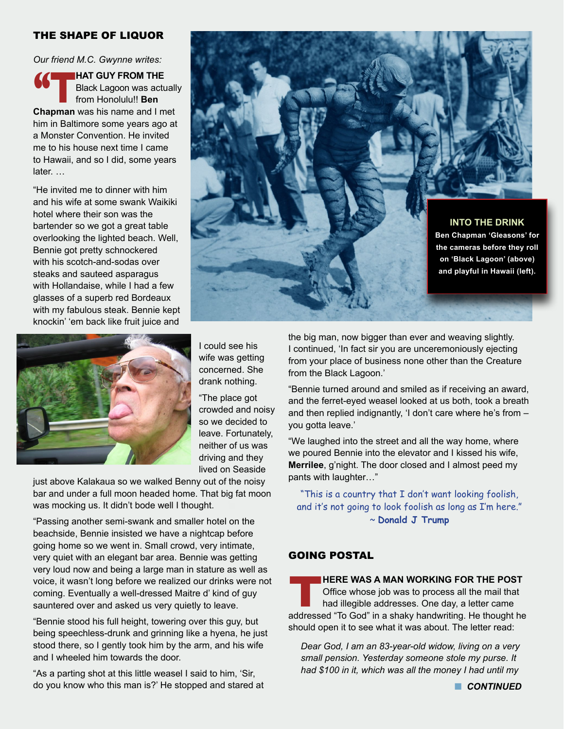## THE SHAPE OF LIQUOR

*Our friend M.C. Gwynne writes:*

**"THAT GUY FROM THE** Black Lagoon was actually from Honolulu!! **Ben Chapman** was his name and I met him in Baltimore some years ago at a Monster Convention. He invited me to his house next time I came to Hawaii, and so I did, some years later. …

"He invited me to dinner with him and his wife at some swank Waikiki hotel where their son was the bartender so we got a great table overlooking the lighted beach. Well, Bennie got pretty schnockered with his scotch-and-sodas over steaks and sauteed asparagus with Hollandaise, while I had a few glasses of a superb red Bordeaux with my fabulous steak. Bennie kept knockin' 'em back like fruit juice and I could see his wife was getting concerned. She drank nothing.

"The place got crowded and noisy so we decided to leave. Fortunately, neither of us was driving and they lived on Seaside just above Kalakaua so we walked Benny out of the noisy bar and under a full moon headed home. That big fat moon was mocking us. It didn't bode well I thought.

"Passing another semi-swank and smaller hotel on the beachside, Bennie insisted we have a nightcap before going home so we went in. Small crowd, very intimate, very quiet with an elegant bar area. Bennie was getting very loud now and being a large man in stature as well as voice, it wasn't long before we realized our drinks were not coming. Eventually a well-dressed Maitre d' kind of guy sauntered over and asked us very quietly to leave.

"Bennie stood his full height, towering over this guy, but being speechless-drunk and grinning like a hyena, he just stood there, so I gently took him by the arm, and his wife and I wheeled him towards the door.

"As a parting shot at this little weasel I said to him, 'Sir, do you know who this man is?' He stopped and stared at the big man, now bigger than ever and weaving slightly. I continued, 'In fact sir you are unceremoniously ejecting from your place of business none other than the Creature from the Black Lagoon.'

"Bennie turned around and smiled as if receiving an award, and the ferret-eyed weasel looked at us both, took a breath and then replied indignantly, 'I don't care where he's from – you gotta leave.'

"We laughed into the street and all the way home, where we poured Bennie into the elevator and I kissed his wife, **Merrilee**, g'night. The door closed and I almost peed my pants with laughter…"

**INTO THE DRINK**
**Ben Chapman 'Gleasons' for the cameras before they roll on 'Black Lagoon' (above) and playful in Hawaii (left).**

"This is a country that I don't want looking foolish, and it's not going to look foolish as long as I'm here."
~ **Donald J Trump**

## GOING POSTAL

**THERE WAS A MAN WORKING FOR THE POST** Office whose job was to process all the mail that had illegible addresses. One day, a letter came addressed "To God" in a shaky handwriting. He thought he should open it to see what it was about. The letter read:

*Dear God, I am an 83-year-old widow, living on a very small pension. Yesterday someone stole my purse. It had $100 in it, which was all the money I had until my*

***CONTINUED***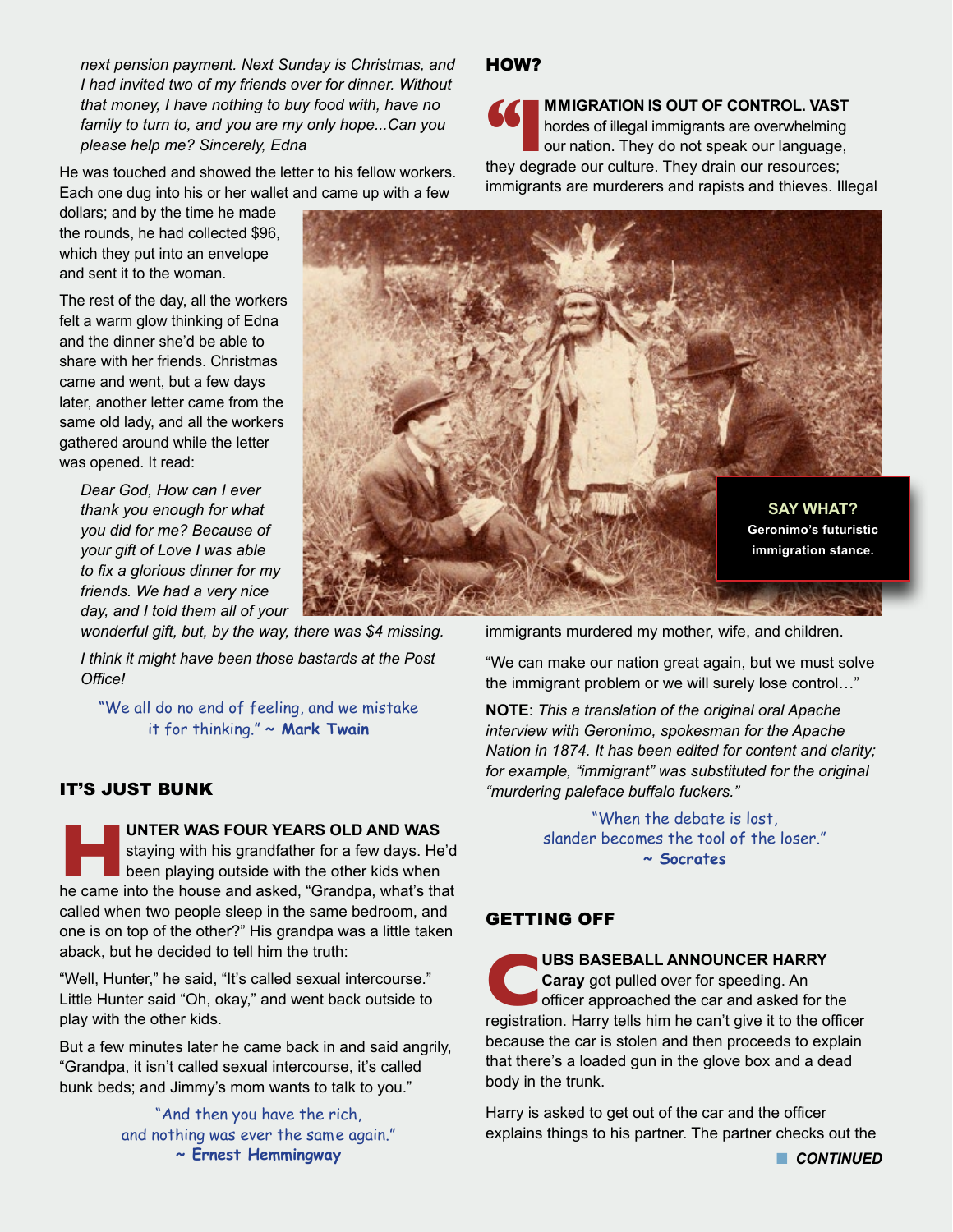*next pension payment. Next Sunday is Christmas, and I had invited two of my friends over for dinner. Without that money, I have nothing to buy food with, have no family to turn to, and you are my only hope...Can you please help me? Sincerely, Edna*

He was touched and showed the letter to his fellow workers. Each one dug into his or her wallet and came up with a few dollars; and by the time he made the rounds, he had collected $96, which they put into an envelope and sent it to the woman.

The rest of the day, all the workers felt a warm glow thinking of Edna and the dinner she'd be able to share with her friends. Christmas came and went, but a few days later, another letter came from the same old lady, and all the workers gathered around while the letter was opened. It read:

*Dear God, How can I ever thank you enough for what you did for me? Because of your gift of Love I was able to fix a glorious dinner for my friends. We had a very nice day, and I told them all of your wonderful gift, but, by the way, there was $4 missing.*

*I think it might have been those bastards at the Post Office!*

"We all do no end of feeling, and we mistake it for thinking." ~ **Mark Twain**

## IT'S JUST BUNK

**HUNTER WAS FOUR YEARS OLD AND WAS** staying with his grandfather for a few days. He'd been playing outside with the other kids when he came into the house and asked, "Grandpa, what's that called when two people sleep in the same bedroom, and one is on top of the other?" His grandpa was a little taken aback, but he decided to tell him the truth:

"Well, Hunter," he said, "It's called sexual intercourse." Little Hunter said "Oh, okay," and went back outside to play with the other kids.

But a few minutes later he came back in and said angrily, "Grandpa, it isn't called sexual intercourse, it's called bunk beds; and Jimmy's mom wants to talk to you."

"And then you have the rich, and nothing was ever the same again." ~ **Ernest Hemmingway**

## HOW?

**"IMMIGRATION IS OUT OF CONTROL. VAST** hordes of illegal immigrants are overwhelming our nation. They do not speak our language, they degrade our culture. They drain our resources; immigrants are murderers and rapists and thieves. Illegal immigrants murdered my mother, wife, and children.

"We can make our nation great again, but we must solve the immigrant problem or we will surely lose control…"

**SAY WHAT?** Geronimo's futuristic immigration stance.

**NOTE**: *This a translation of the original oral Apache interview with Geronimo, spokesman for the Apache Nation in 1874. It has been edited for content and clarity; for example, "immigrant" was substituted for the original "murdering paleface buffalo fuckers."*

"When the debate is lost, slander becomes the tool of the loser." ~ **Socrates**

## GETTING OFF

**CUBS BASEBALL ANNOUNCER HARRY Caray** got pulled over for speeding. An officer approached the car and asked for the registration. Harry tells him he can't give it to the officer because the car is stolen and then proceeds to explain that there's a loaded gun in the glove box and a dead body in the trunk.

Harry is asked to get out of the car and the officer explains things to his partner. The partner checks out the

***CONTINUED***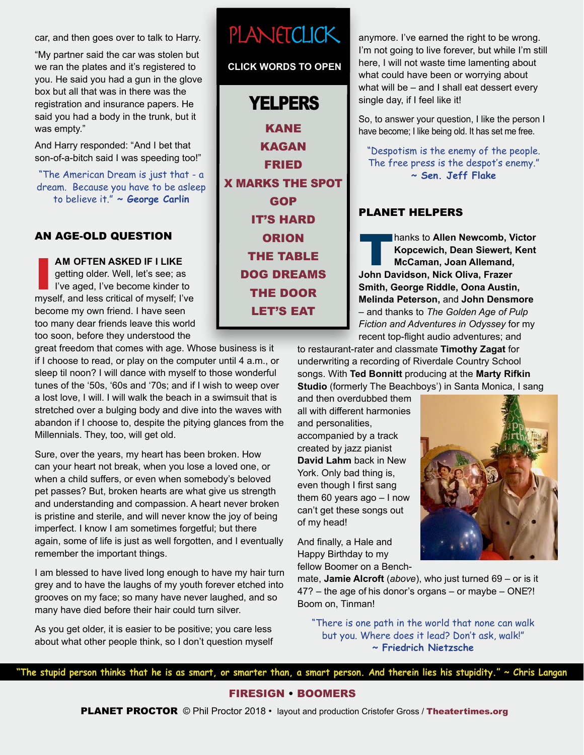car, and then goes over to talk to Harry.

"My partner said the car was stolen but we ran the plates and it's registered to you. He said you had a gun in the glove box but all that was in there was the registration and insurance papers. He said you had a body in the trunk, but it was empty."

And Harry responded: "And I bet that son-of-a-bitch said I was speeding too!"

"The American Dream is just that - a dream. Because you have to be asleep to believe it." **~ George Carlin**

## AN AGE-OLD QUESTION

**I AM OFTEN ASKED IF I LIKE** getting older. Well, let's see; as I've aged, I've become kinder to myself, and less critical of myself; I've become my own friend. I have seen too many dear friends leave this world too soon, before they understood the great freedom that comes with age. Whose business is it if I choose to read, or play on the computer until 4 a.m., or sleep til noon? I will dance with myself to those wonderful tunes of the '50s, '60s and '70s; and if I wish to weep over a lost love, I will. I will walk the beach in a swimsuit that is stretched over a bulging body and dive into the waves with abandon if I choose to, despite the pitying glances from the Millennials. They, too, will get old.

Sure, over the years, my heart has been broken. How can your heart not break, when you lose a loved one, or when a child suffers, or even when somebody's beloved pet passes? But, broken hearts are what give us strength and understanding and compassion. A heart never broken is pristine and sterile, and will never know the joy of being imperfect. I know I am sometimes forgetful; but there again, some of life is just as well forgotten, and I eventually remember the important things.

I am blessed to have lived long enough to have my hair turn grey and to have the laughs of my youth forever etched into grooves on my face; so many have never laughed, and so many have died before their hair could turn silver.

As you get older, it is easier to be positive; you care less about what other people think, so I don't question myself anymore. I've earned the right to be wrong. I'm not going to live forever, but while I'm still here, I will not waste time lamenting about what could have been or worrying about what will be – and I shall eat dessert every single day, if I feel like it!

So, to answer your question, I like the person I have become; I like being old. It has set me free.

"Despotism is the enemy of the people. The free press is the despot's enemy." **~ Sen. Jeff Flake**

PLANETCLICK

**CLICK WORDS TO OPEN**

**YELPERS**

- **KANE**
- **KAGAN**
- **FRIED**
- **X MARKS THE SPOT**
- **GOP**
- **IT'S HARD**
- **ORION**
- **THE TABLE**
- **DOG DREAMS**
- **THE DOOR**
- **LET'S EAT**

## PLANET HELPERS

Thanks to **Allen Newcomb, Victor Kopcewich, Dean Siewert, Kent McCaman, Joan Allemand, John Davidson, Nick Oliva, Frazer Smith, George Riddle, Oona Austin, Melinda Peterson,** and **John Densmore** – and thanks to *The Golden Age of Pulp Fiction and Adventures in Odyssey* for my recent top-flight audio adventures; and to restaurant-rater and classmate **Timothy Zagat** for underwriting a recording of Riverdale Country School songs. With **Ted Bonnitt** producing at the **Marty Rifkin Studio** (formerly The Beachboys') in Santa Monica, I sang and then overdubbed them all with different harmonies and personalities, accompanied by a track created by jazz pianist **David Lahm** back in New York. Only bad thing is, even though I first sang them 60 years ago – I now can't get these songs out of my head!

And finally, a Hale and Happy Birthday to my fellow Boomer on a Bench-mate, **Jamie Alcroft** (*above*), who just turned 69 – or is it 47? – the age of his donor's organs – or maybe – ONE?! Boom on, Tinman!

"There is one path in the world that none can walk but you. Where does it lead? Don't ask, walk!" **~ Friedrich Nietzsche**

"The stupid person thinks that he is as smart, or smarter than, a smart person. And therein lies his stupidity." ~ Chris Langan

**FIRESIGN • BOOMERS**

**PLANET PROCTOR** © Phil Proctor 2018 • layout and production Cristofer Gross / **Theatertimes.org**